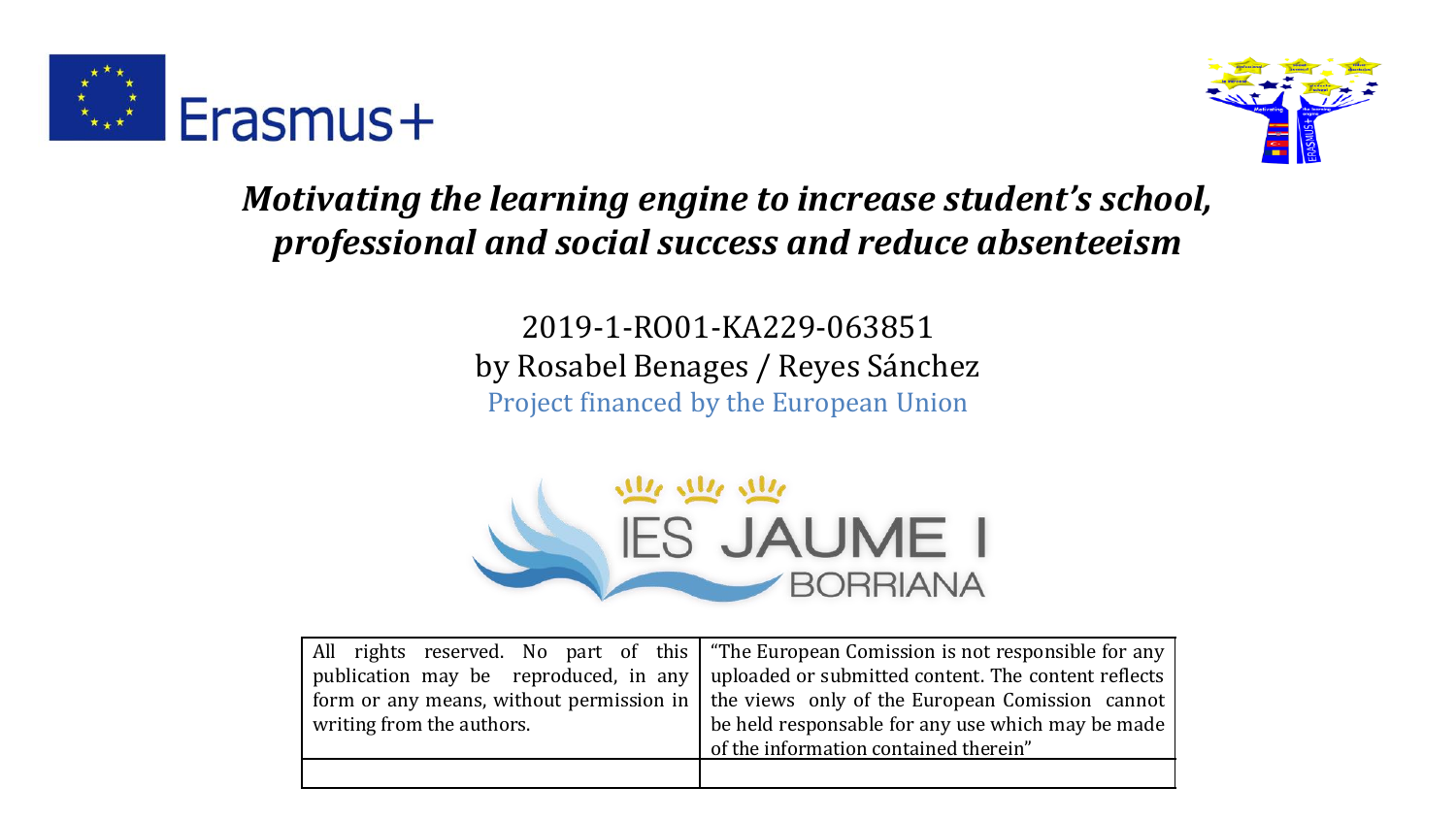Erasmus+

# *Motivating the learning engine to increase student's school, professional and social success and reduce absenteeism*

2019-1-RO01-KA229-063851
by Rosabel Benages / Reyes Sánchez
Project financed by the European Union

IES JAUME I
BORRIANA

| All rights reserved. No part of this publication may be reproduced, in any form or any means, without permission in writing from the authors. | "The European Comission is not responsible for any uploaded or submitted content. The content reflects the views only of the European Comission cannot be held responsable for any use which may be made of the information contained therein" |
|---|---|
| | |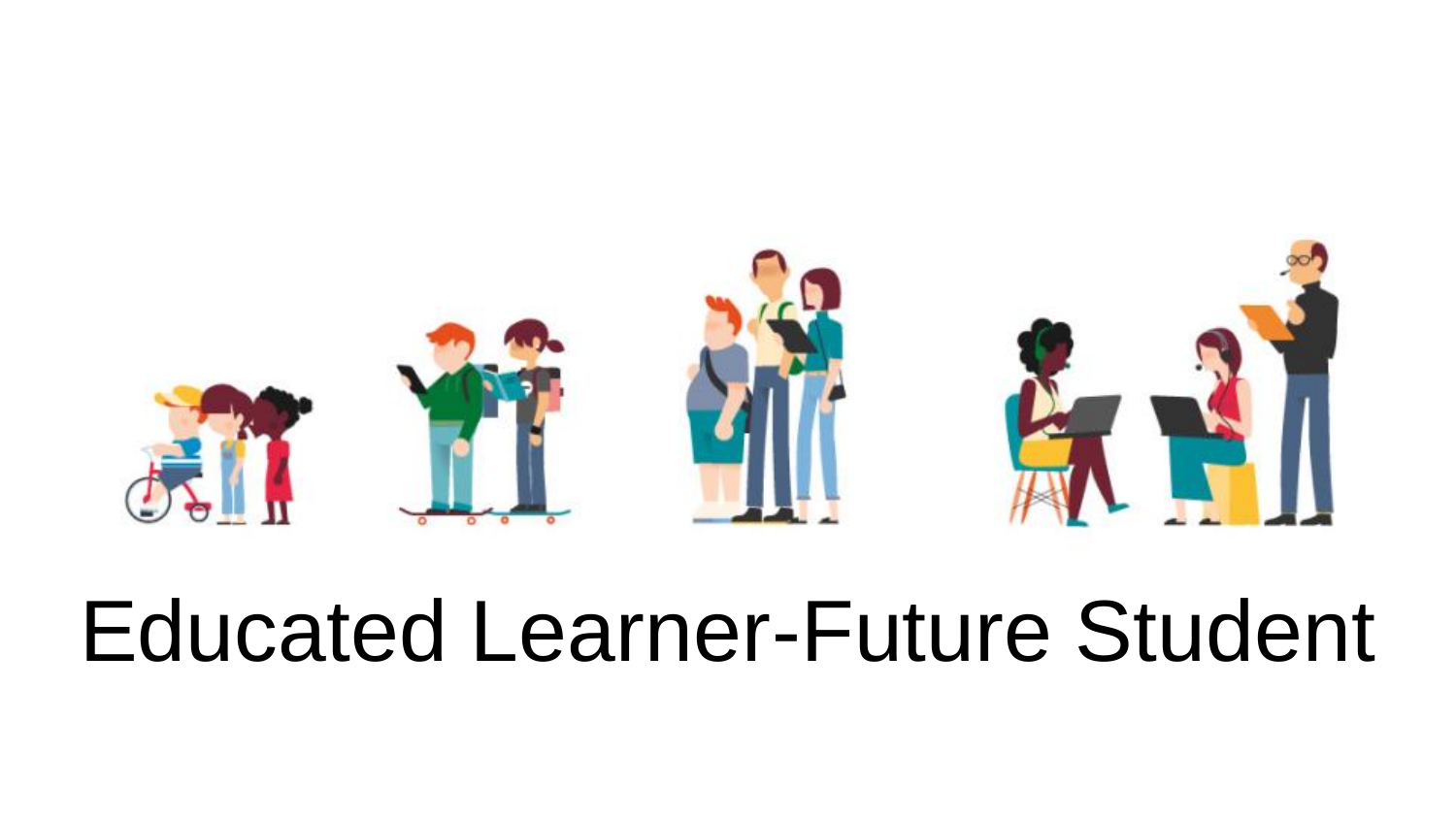# Educated Learner-Future Student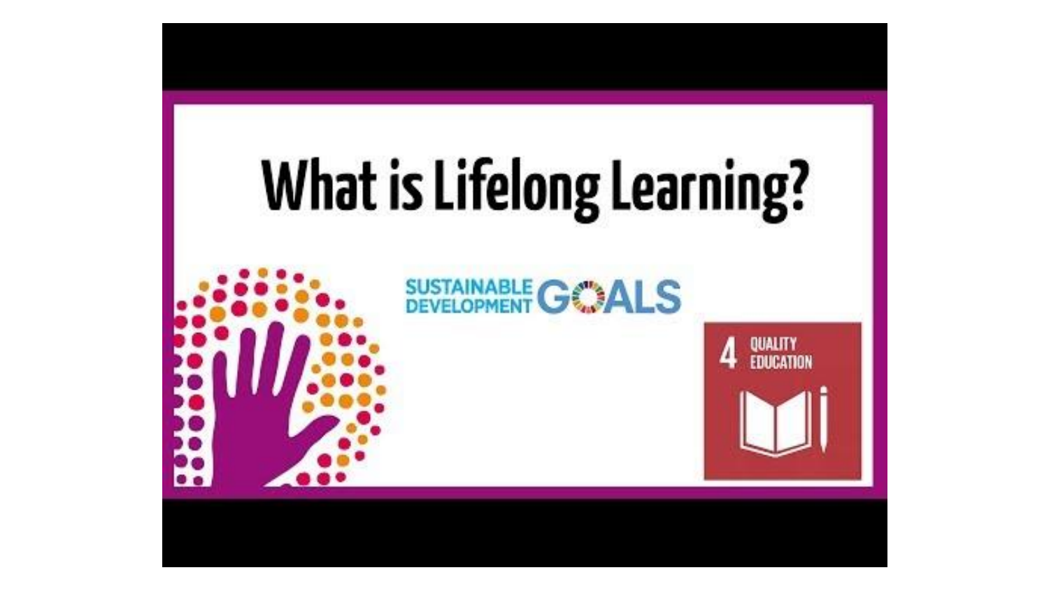# What is Lifelong Learning?

SUSTAINABLE DEVELOPMENT GOALS

4 QUALITY EDUCATION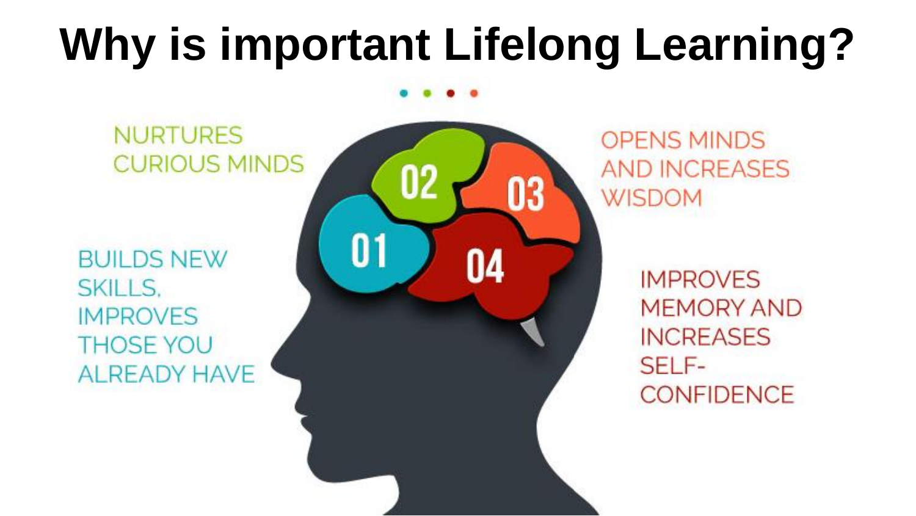# Why is important Lifelong Learning?

01 BUILDS NEW SKILLS, IMPROVES THOSE YOU ALREADY HAVE

02 NURTURES CURIOUS MINDS

03 OPENS MINDS AND INCREASES WISDOM

04 IMPROVES MEMORY AND INCREASES SELF-CONFIDENCE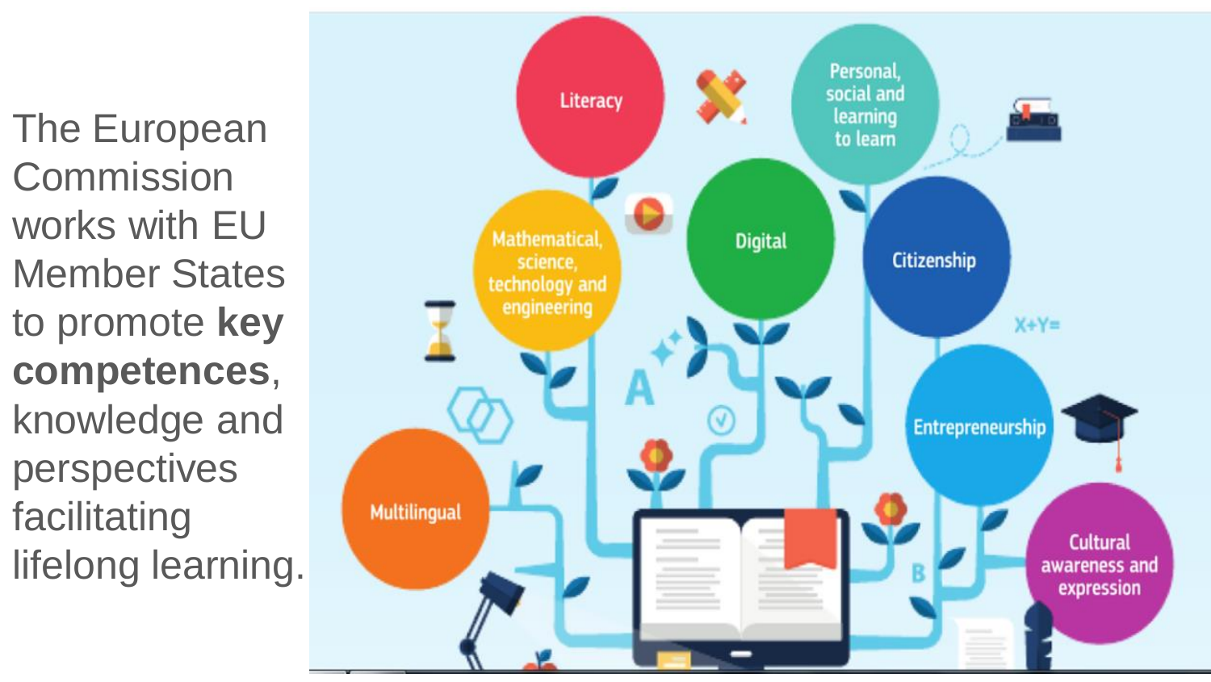The European Commission works with EU Member States to promote **key competences**, knowledge and perspectives facilitating lifelong learning.

- Literacy
- Personal, social and learning to learn
- Mathematical, science, technology and engineering
- Digital
- Citizenship
- Entrepreneurship
- Multilingual
- Cultural awareness and expression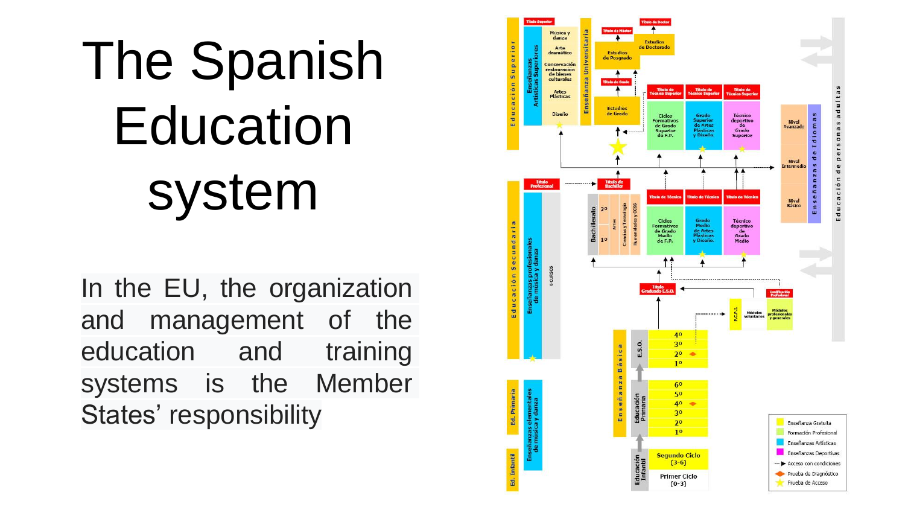# The Spanish Education system

In the EU, the organization and management of the education and training systems is the Member States' responsibility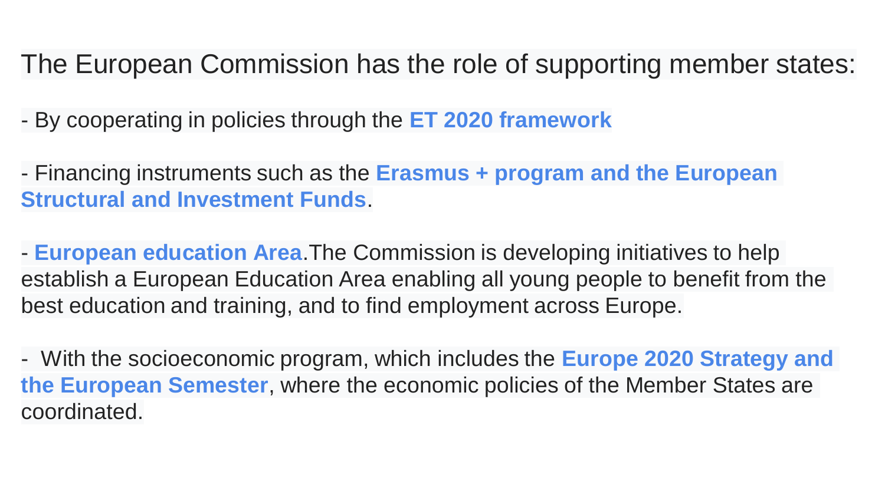The European Commission has the role of supporting member states:

- By cooperating in policies through the **ET 2020 framework**

- Financing instruments such as the **Erasmus + program and the European Structural and Investment Funds**.

- **European education Area**.The Commission is developing initiatives to help establish a European Education Area enabling all young people to benefit from the best education and training, and to find employment across Europe.

- With the socioeconomic program, which includes the **Europe 2020 Strategy and the European Semester**, where the economic policies of the Member States are coordinated.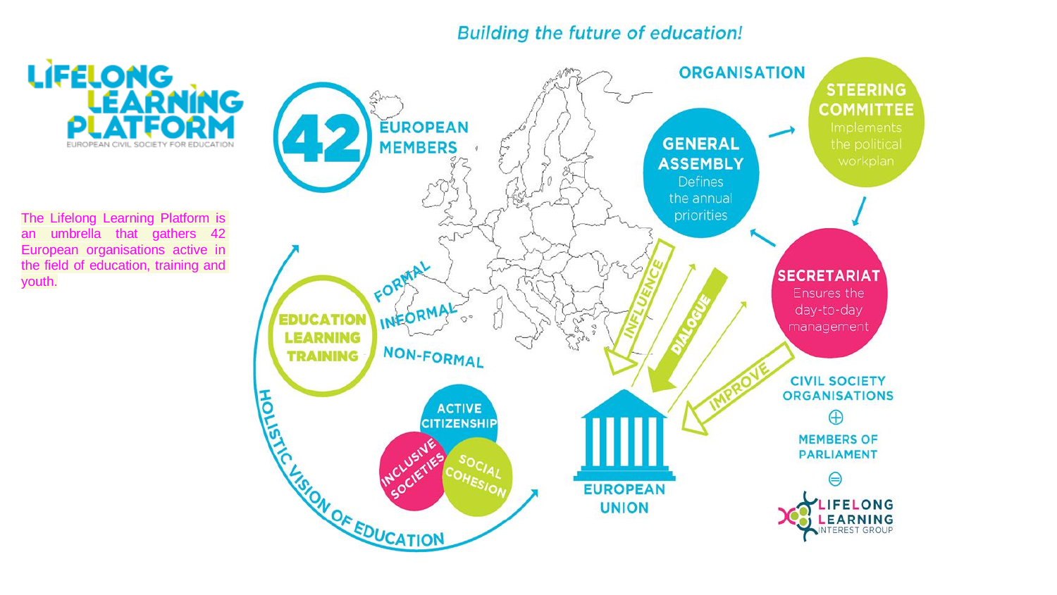# Building the future of education!

**LIFELONG LEARNING PLATFORM**
EUROPEAN CIVIL SOCIETY FOR EDUCATION

The Lifelong Learning Platform is an umbrella that gathers 42 European organisations active in the field of education, training and youth.

**42 EUROPEAN MEMBERS**

**EDUCATION LEARNING TRAINING**

FORMAL
INFORMAL
NON-FORMAL

ACTIVE CITIZENSHIP
INCLUSIVE SOCIETIES
SOCIAL COHESION

HOLISTIC VISION OF EDUCATION

## ORGANISATION

**GENERAL ASSEMBLY**
Defines the annual priorities

**STEERING COMMITTEE**
Implements the political workplan

**SECRETARIAT**
Ensures the day-to-day management

INFLUENCE
DIALOGUE
IMPROVE

**EUROPEAN UNION**

CIVIL SOCIETY ORGANISATIONS
⊕
MEMBERS OF PARLIAMENT
⊜
LIFELONG LEARNING INTEREST GROUP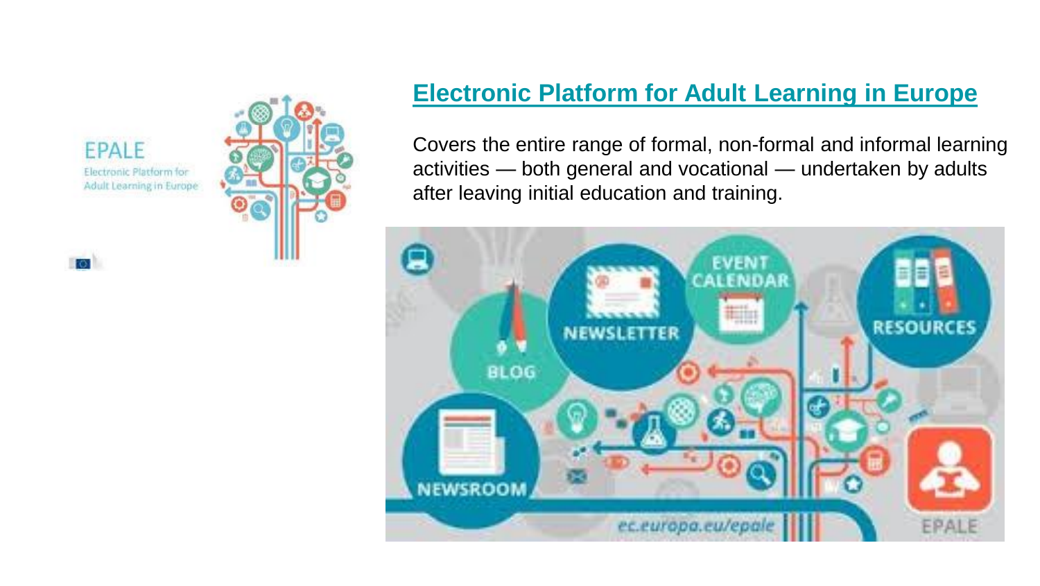## Electronic Platform for Adult Learning in Europe

Covers the entire range of formal, non-formal and informal learning activities — both general and vocational — undertaken by adults after leaving initial education and training.